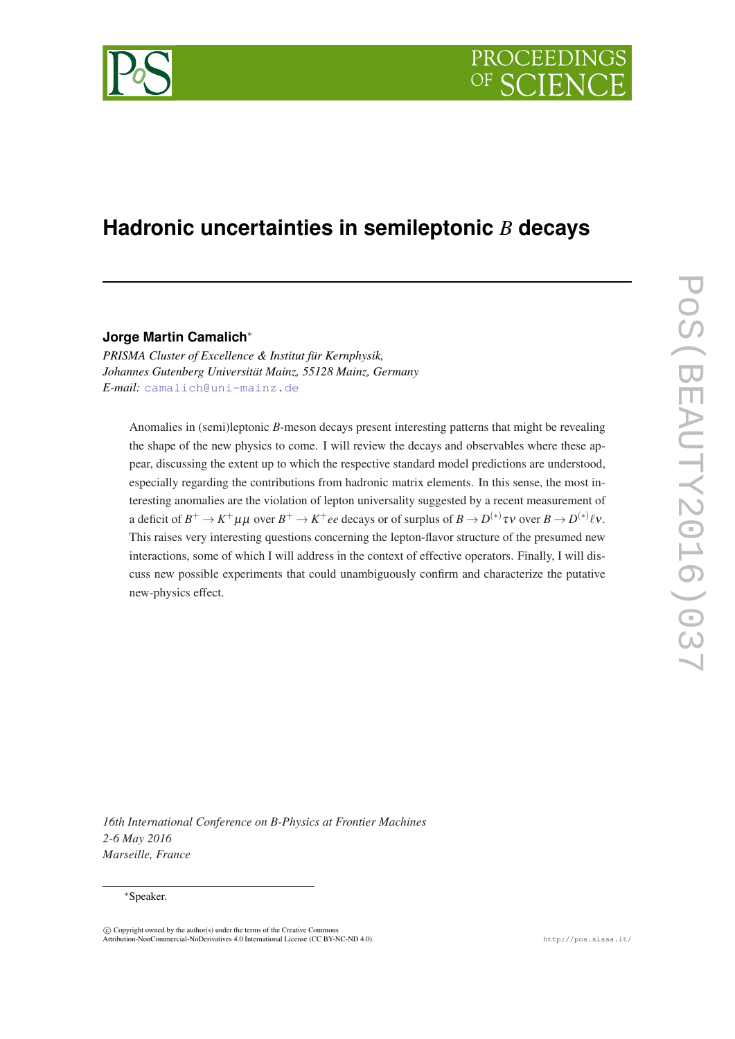# Hadronic uncertainties in semileptonic $B$ decays

**Jorge Martin Camalich***

*PRISMA Cluster of Excellence & Institut für Kernphysik, Johannes Gutenberg Universität Mainz, 55128 Mainz, Germany*
*E-mail:* camalich@uni-mainz.de

Anomalies in (semi)leptonic $B$-meson decays present interesting patterns that might be revealing the shape of the new physics to come. I will review the decays and observables where these appear, discussing the extent up to which the respective standard model predictions are understood, especially regarding the contributions from hadronic matrix elements. In this sense, the most interesting anomalies are the violation of lepton universality suggested by a recent measurement of a deficit of $B^+ \to K^+\mu\mu$ over $B^+ \to K^+ee$ decays or of surplus of $B \to D^{(*)}\tau\nu$ over $B \to D^{(*)}\ell\nu$. This raises very interesting questions concerning the lepton-flavor structure of the presumed new interactions, some of which I will address in the context of effective operators. Finally, I will discuss new possible experiments that could unambiguously confirm and characterize the putative new-physics effect.

*16th International Conference on B-Physics at Frontier Machines*
*2-6 May 2016*
*Marseille, France*

*Speaker.

© Copyright owned by the author(s) under the terms of the Creative Commons Attribution-NonCommercial-NoDerivatives 4.0 International License (CC BY-NC-ND 4.0).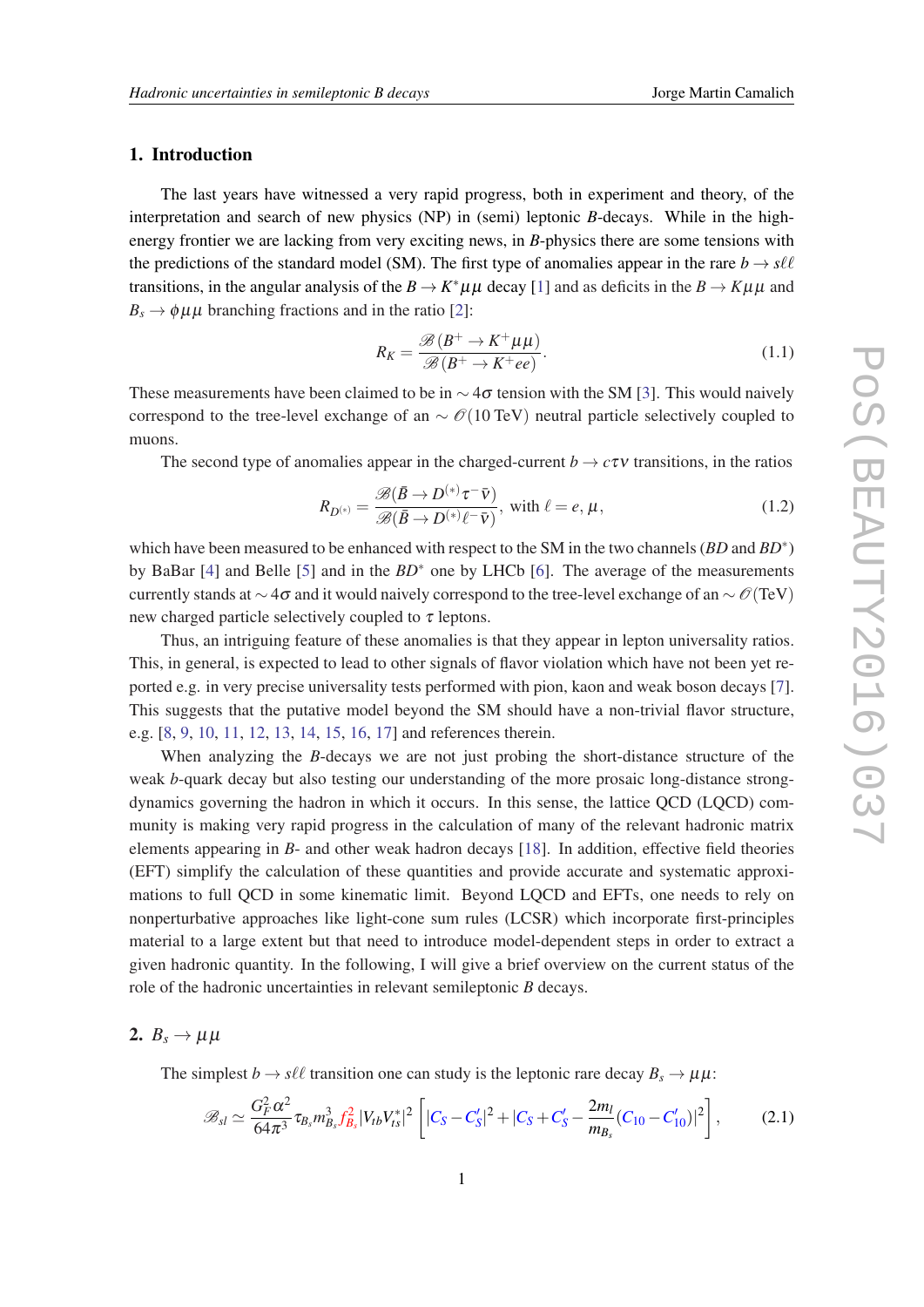## 1. Introduction

The last years have witnessed a very rapid progress, both in experiment and theory, of the interpretation and search of new physics (NP) in (semi) leptonic $B$-decays. While in the high-energy frontier we are lacking from very exciting news, in $B$-physics there are some tensions with the predictions of the standard model (SM). The first type of anomalies appear in the rare $b \to s\ell\ell$ transitions, in the angular analysis of the $B \to K^*\mu\mu$ decay [1] and as deficits in the $B \to K\mu\mu$ and $B_s \to \phi\mu\mu$ branching fractions and in the ratio [2]:

$$R_K = \frac{\mathscr{B}(B^+ \to K^+\mu\mu)}{\mathscr{B}(B^+ \to K^+ee)}. \tag{1.1}$$

These measurements have been claimed to be in $\sim 4\sigma$ tension with the SM [3]. This would naively correspond to the tree-level exchange of an $\sim \mathscr{O}(10\,\text{TeV})$ neutral particle selectively coupled to muons.

The second type of anomalies appear in the charged-current $b \to c\tau\nu$ transitions, in the ratios

$$R_{D^{(*)}} = \frac{\mathscr{B}(\bar{B} \to D^{(*)}\tau^-\bar{\nu})}{\mathscr{B}(\bar{B} \to D^{(*)}\ell^-\bar{\nu})}, \text{ with } \ell = e, \mu, \tag{1.2}$$

which have been measured to be enhanced with respect to the SM in the two channels ($BD$ and $BD^*$) by BaBar [4] and Belle [5] and in the $BD^*$ one by LHCb [6]. The average of the measurements currently stands at $\sim 4\sigma$ and it would naively correspond to the tree-level exchange of an $\sim \mathscr{O}(\text{TeV})$ new charged particle selectively coupled to $\tau$ leptons.

Thus, an intriguing feature of these anomalies is that they appear in lepton universality ratios. This, in general, is expected to lead to other signals of flavor violation which have not been yet reported e.g. in very precise universality tests performed with pion, kaon and weak boson decays [7]. This suggests that the putative model beyond the SM should have a non-trivial flavor structure, e.g. [8, 9, 10, 11, 12, 13, 14, 15, 16, 17] and references therein.

When analyzing the $B$-decays we are not just probing the short-distance structure of the weak $b$-quark decay but also testing our understanding of the more prosaic long-distance strong-dynamics governing the hadron in which it occurs. In this sense, the lattice QCD (LQCD) community is making very rapid progress in the calculation of many of the relevant hadronic matrix elements appearing in $B$- and other weak hadron decays [18]. In addition, effective field theories (EFT) simplify the calculation of these quantities and provide accurate and systematic approximations to full QCD in some kinematic limit. Beyond LQCD and EFTs, one needs to rely on nonperturbative approaches like light-cone sum rules (LCSR) which incorporate first-principles material to a large extent but that need to introduce model-dependent steps in order to extract a given hadronic quantity. In the following, I will give a brief overview on the current status of the role of the hadronic uncertainties in relevant semileptonic $B$ decays.

## 2. $B_s \to \mu\mu$

The simplest $b \to s\ell\ell$ transition one can study is the leptonic rare decay $B_s \to \mu\mu$:

$$\mathscr{B}_{sl} \simeq \frac{G_F^2\alpha^2}{64\pi^3}\tau_{B_s}m_{B_s}^3 f_{B_s}^2 |V_{tb}V_{ts}^*|^2 \left[ |C_S - C_S'|^2 + |C_S + C_S' - \frac{2m_l}{m_{B_s}}(C_{10} - C_{10}')|^2 \right], \tag{2.1}$$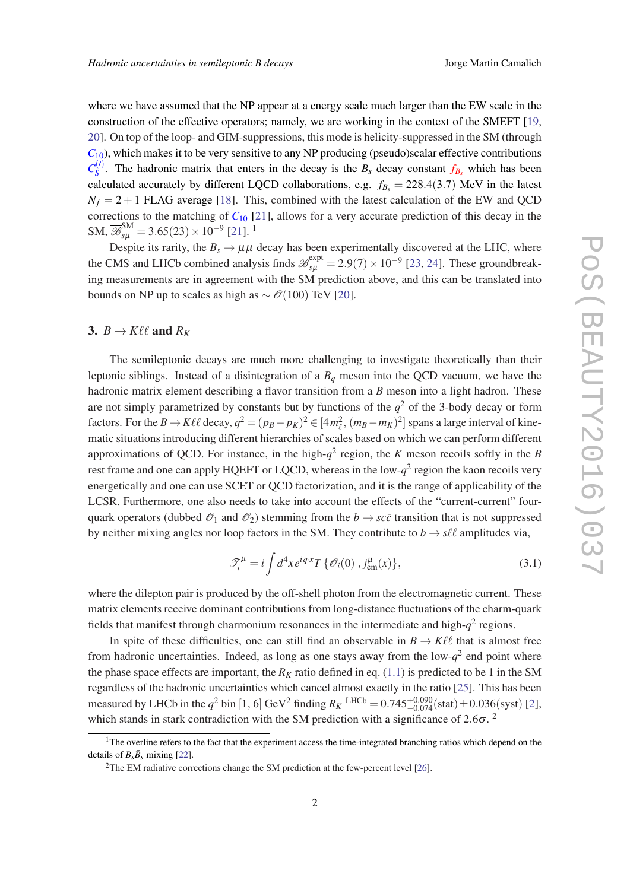where we have assumed that the NP appear at a energy scale much larger than the EW scale in the construction of the effective operators; namely, we are working in the context of the SMEFT [19, 20]. On top of the loop- and GIM-suppressions, this mode is helicity-suppressed in the SM (through $C_{10}$), which makes it to be very sensitive to any NP producing (pseudo)scalar effective contributions $C_S^{(\prime)}$. The hadronic matrix that enters in the decay is the $B_s$ decay constant $f_{B_s}$ which has been calculated accurately by different LQCD collaborations, e.g. $f_{B_s} = 228.4(3.7)$ MeV in the latest $N_f = 2+1$ FLAG average [18]. This, combined with the latest calculation of the EW and QCD corrections to the matching of $C_{10}$ [21], allows for a very accurate prediction of this decay in the SM, $\overline{\mathscr{B}}_{s\mu}^{\rm SM} = 3.65(23)\times 10^{-9}$ [21]. [1]

Despite its rarity, the $B_s \to \mu\mu$ decay has been experimentally discovered at the LHC, where the CMS and LHCb combined analysis finds $\overline{\mathscr{B}}_{s\mu}^{\rm expt} = 2.9(7)\times 10^{-9}$ [23, 24]. These groundbreaking measurements are in agreement with the SM prediction above, and this can be translated into bounds on NP up to scales as high as $\sim \mathscr{O}(100)$ TeV [20].

## 3. $B \to K\ell\ell$ and $R_K$

The semileptonic decays are much more challenging to investigate theoretically than their leptonic siblings. Instead of a disintegration of a $B_q$ meson into the QCD vacuum, we have the hadronic matrix element describing a flavor transition from a $B$ meson into a light hadron. These are not simply parametrized by constants but by functions of the $q^2$ of the 3-body decay or form factors. For the $B \to K\ell\ell$ decay, $q^2 = (p_B - p_K)^2 \in [4m_\ell^2, (m_B - m_K)^2]$ spans a large interval of kinematic situations introducing different hierarchies of scales based on which we can perform different approximations of QCD. For instance, in the high-$q^2$ region, the $K$ meson recoils softly in the $B$ rest frame and one can apply HQEFT or LQCD, whereas in the low-$q^2$ region the kaon recoils very energetically and one can use SCET or QCD factorization, and it is the range of applicability of the LCSR. Furthermore, one also needs to take into account the effects of the "current-current" four-quark operators (dubbed $\mathscr{O}_1$ and $\mathscr{O}_2$) stemming from the $b \to sc\bar{c}$ transition that is not suppressed by neither mixing angles nor loop factors in the SM. They contribute to $b \to s\ell\ell$ amplitudes via,

$$\mathscr{T}_i^\mu = i\int d^4x\, e^{iq\cdot x}\, T\left\{\mathscr{O}_i(0)\,, j_{\rm em}^\mu(x)\right\}, \tag{3.1}$$

where the dilepton pair is produced by the off-shell photon from the electromagnetic current. These matrix elements receive dominant contributions from long-distance fluctuations of the charm-quark fields that manifest through charmonium resonances in the intermediate and high-$q^2$ regions.

In spite of these difficulties, one can still find an observable in $B \to K\ell\ell$ that is almost free from hadronic uncertainties. Indeed, as long as one stays away from the low-$q^2$ end point where the phase space effects are important, the $R_K$ ratio defined in eq. (1.1) is predicted to be 1 in the SM regardless of the hadronic uncertainties which cancel almost exactly in the ratio [25]. This has been measured by LHCb in the $q^2$ bin $[1,6]$ GeV$^2$ finding $R_K|^{\rm LHCb} = 0.745^{+0.090}_{-0.074}({\rm stat}) \pm 0.036({\rm syst})$ [2], which stands in stark contradiction with the SM prediction with a significance of $2.6\sigma$. [2]

[1] The overline refers to the fact that the experiment access the time-integrated branching ratios which depend on the details of $B_s\bar{B}_s$ mixing [22].

[2] The EM radiative corrections change the SM prediction at the few-percent level [26].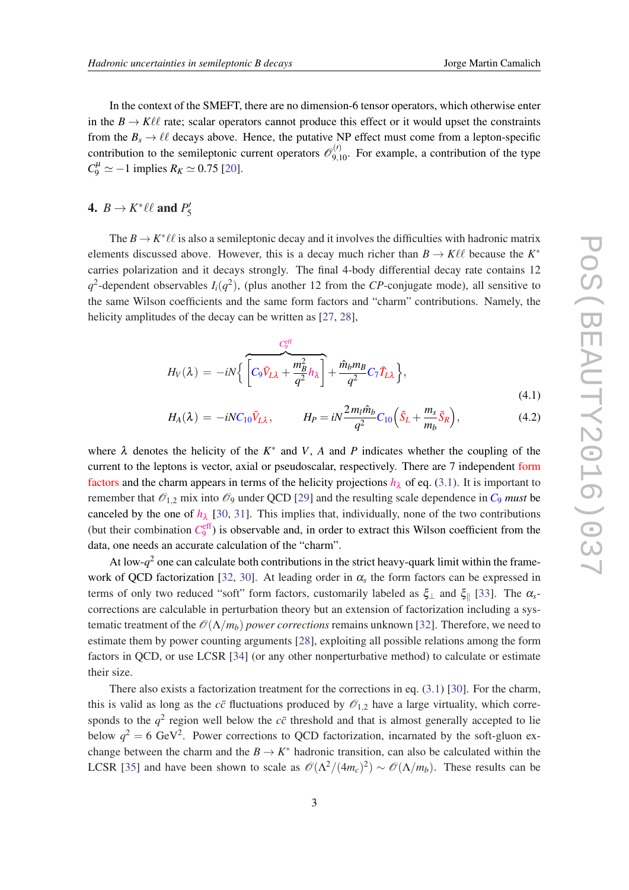In the context of the SMEFT, there are no dimension-6 tensor operators, which otherwise enter in the $B \to K\ell\ell$ rate; scalar operators cannot produce this effect or it would upset the constraints from the $B_s \to \ell\ell$ decays above. Hence, the putative NP effect must come from a lepton-specific contribution to the semileptonic current operators $\mathcal{O}_{9,10}^{(\prime)}$. For example, a contribution of the type $C_9^\mu \simeq -1$ implies $R_K \simeq 0.75$ [20].

## 4. $B \to K^*\ell\ell$ and $P_5'$

The $B \to K^*\ell\ell$ is also a semileptonic decay and it involves the difficulties with hadronic matrix elements discussed above. However, this is a decay much richer than $B \to K\ell\ell$ because the $K^*$ carries polarization and it decays strongly. The final 4-body differential decay rate contains 12 $q^2$-dependent observables $I_i(q^2)$, (plus another 12 from the $CP$-conjugate mode), all sensitive to the same Wilson coefficients and the same form factors and "charm" contributions. Namely, the helicity amplitudes of the decay can be written as [27, 28],

$$H_V(\lambda) = -iN\Big\{\overbrace{\Big[C_9\tilde{V}_{L\lambda} + \frac{m_B^2}{q^2}h_\lambda\Big]}^{C_9^{\rm eff}} + \frac{\hat{m}_b m_B}{q^2}C_7\tilde{T}_{L\lambda}\Big\}, \tag{4.1}$$

$$H_A(\lambda) = -iNC_{10}\tilde{V}_{L\lambda}, \qquad H_P = iN\frac{2m_l\hat{m}_b}{q^2}C_{10}\Big(\tilde{S}_L + \frac{m_s}{m_b}\tilde{S}_R\Big), \tag{4.2}$$

where $\lambda$ denotes the helicity of the $K^*$ and $V$, $A$ and $P$ indicates whether the coupling of the current to the leptons is vector, axial or pseudoscalar, respectively. There are 7 independent form factors and the charm appears in terms of the helicity projections $h_\lambda$ of eq. (3.1). It is important to remember that $\mathcal{O}_{1,2}$ mix into $\mathcal{O}_9$ under QCD [29] and the resulting scale dependence in $C_9$ *must* be canceled by the one of $h_\lambda$ [30, 31]. This implies that, individually, none of the two contributions (but their combination $C_9^{\rm eff}$) is observable and, in order to extract this Wilson coefficient from the data, one needs an accurate calculation of the "charm".

At low-$q^2$ one can calculate both contributions in the strict heavy-quark limit within the framework of QCD factorization [32, 30]. At leading order in $\alpha_s$ the form factors can be expressed in terms of only two reduced "soft" form factors, customarily labeled as $\xi_\perp$ and $\xi_\parallel$ [33]. The $\alpha_s$-corrections are calculable in perturbation theory but an extension of factorization including a systematic treatment of the $\mathcal{O}(\Lambda/m_b)$ *power corrections* remains unknown [32]. Therefore, we need to estimate them by power counting arguments [28], exploiting all possible relations among the form factors in QCD, or use LCSR [34] (or any other nonperturbative method) to calculate or estimate their size.

There also exists a factorization treatment for the corrections in eq. (3.1) [30]. For the charm, this is valid as long as the $c\bar{c}$ fluctuations produced by $\mathcal{O}_{1,2}$ have a large virtuality, which corresponds to the $q^2$ region well below the $c\bar{c}$ threshold and that is almost generally accepted to lie below $q^2 = 6$ GeV$^2$. Power corrections to QCD factorization, incarnated by the soft-gluon exchange between the charm and the $B \to K^*$ hadronic transition, can also be calculated within the LCSR [35] and have been shown to scale as $\mathcal{O}(\Lambda^2/(4m_c)^2) \sim \mathcal{O}(\Lambda/m_b)$. These results can be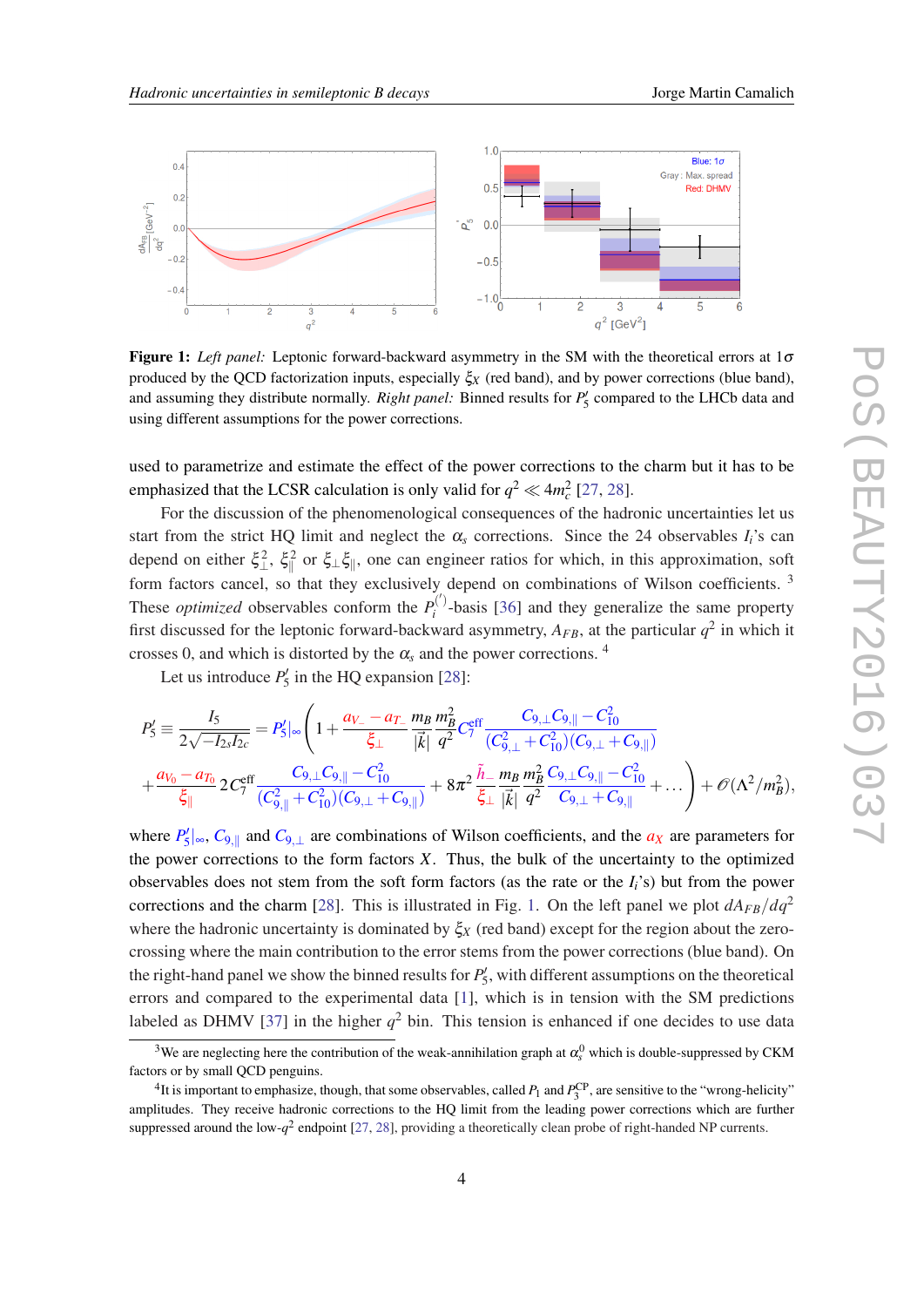Figure 1: *Left panel:* Leptonic forward-backward asymmetry in the SM with the theoretical errors at $1\sigma$ produced by the QCD factorization inputs, especially $\xi_X$ (red band), and by power corrections (blue band), and assuming they distribute normally. *Right panel:* Binned results for $P_5'$ compared to the LHCb data and using different assumptions for the power corrections.

used to parametrize and estimate the effect of the power corrections to the charm but it has to be emphasized that the LCSR calculation is only valid for $q^2 \ll 4m_c^2$ [27, 28].

For the discussion of the phenomenological consequences of the hadronic uncertainties let us start from the strict HQ limit and neglect the $\alpha_s$ corrections. Since the 24 observables $I_i$'s can depend on either $\xi_\perp^2$, $\xi_\parallel^2$ or $\xi_\perp \xi_\parallel$, one can engineer ratios for which, in this approximation, soft form factors cancel, so that they exclusively depend on combinations of Wilson coefficients. [3] These *optimized* observables conform the $P_i^{(\prime)}$-basis [36] and they generalize the same property first discussed for the leptonic forward-backward asymmetry, $A_{FB}$, at the particular $q^2$ in which it crosses 0, and which is distorted by the $\alpha_s$ and the power corrections. [4]

Let us introduce $P_5'$ in the HQ expansion [28]:

$$P_5' \equiv \frac{I_5}{2\sqrt{-I_{2s}I_{2c}}} = P_5'|_\infty \left( 1 + \frac{a_{V_-} - a_{T_-}}{\xi_\perp} \frac{m_B}{|\vec{k}|} \frac{m_B^2}{q^2} C_7^{\rm eff} \frac{C_{9,\perp}C_{9,\parallel} - C_{10}^2}{(C_{9,\perp}^2 + C_{10}^2)(C_{9,\perp} + C_{9,\parallel})} \right.$$
$$\left. + \frac{a_{V_0} - a_{T_0}}{\xi_\parallel} 2C_7^{\rm eff} \frac{C_{9,\perp}C_{9,\parallel} - C_{10}^2}{(C_{9,\parallel}^2 + C_{10}^2)(C_{9,\perp} + C_{9,\parallel})} + 8\pi^2 \frac{\tilde{h}_-}{\xi_\perp} \frac{m_B}{|\vec{k}|} \frac{m_B^2}{q^2} \frac{C_{9,\perp}C_{9,\parallel} - C_{10}^2}{C_{9,\perp} + C_{9,\parallel}} + \ldots \right) + \mathcal{O}(\Lambda^2/m_B^2),$$

where $P_5'|_\infty$, $C_{9,\parallel}$ and $C_{9,\perp}$ are combinations of Wilson coefficients, and the $a_X$ are parameters for the power corrections to the form factors $X$. Thus, the bulk of the uncertainty to the optimized observables does not stem from the soft form factors (as the rate or the $I_i$'s) but from the power corrections and the charm [28]. This is illustrated in Fig. 1. On the left panel we plot $dA_{FB}/dq^2$ where the hadronic uncertainty is dominated by $\xi_X$ (red band) except for the region about the zero-crossing where the main contribution to the error stems from the power corrections (blue band). On the right-hand panel we show the binned results for $P_5'$, with different assumptions on the theoretical errors and compared to the experimental data [1], which is in tension with the SM predictions labeled as DHMV [37] in the higher $q^2$ bin. This tension is enhanced if one decides to use data

[3] We are neglecting here the contribution of the weak-annihilation graph at $\alpha_s^0$ which is double-suppressed by CKM factors or by small QCD penguins.

[4] It is important to emphasize, though, that some observables, called $P_1$ and $P_3^{\rm CP}$, are sensitive to the "wrong-helicity" amplitudes. They receive hadronic corrections to the HQ limit from the leading power corrections which are further suppressed around the low-$q^2$ endpoint [27, 28], providing a theoretically clean probe of right-handed NP currents.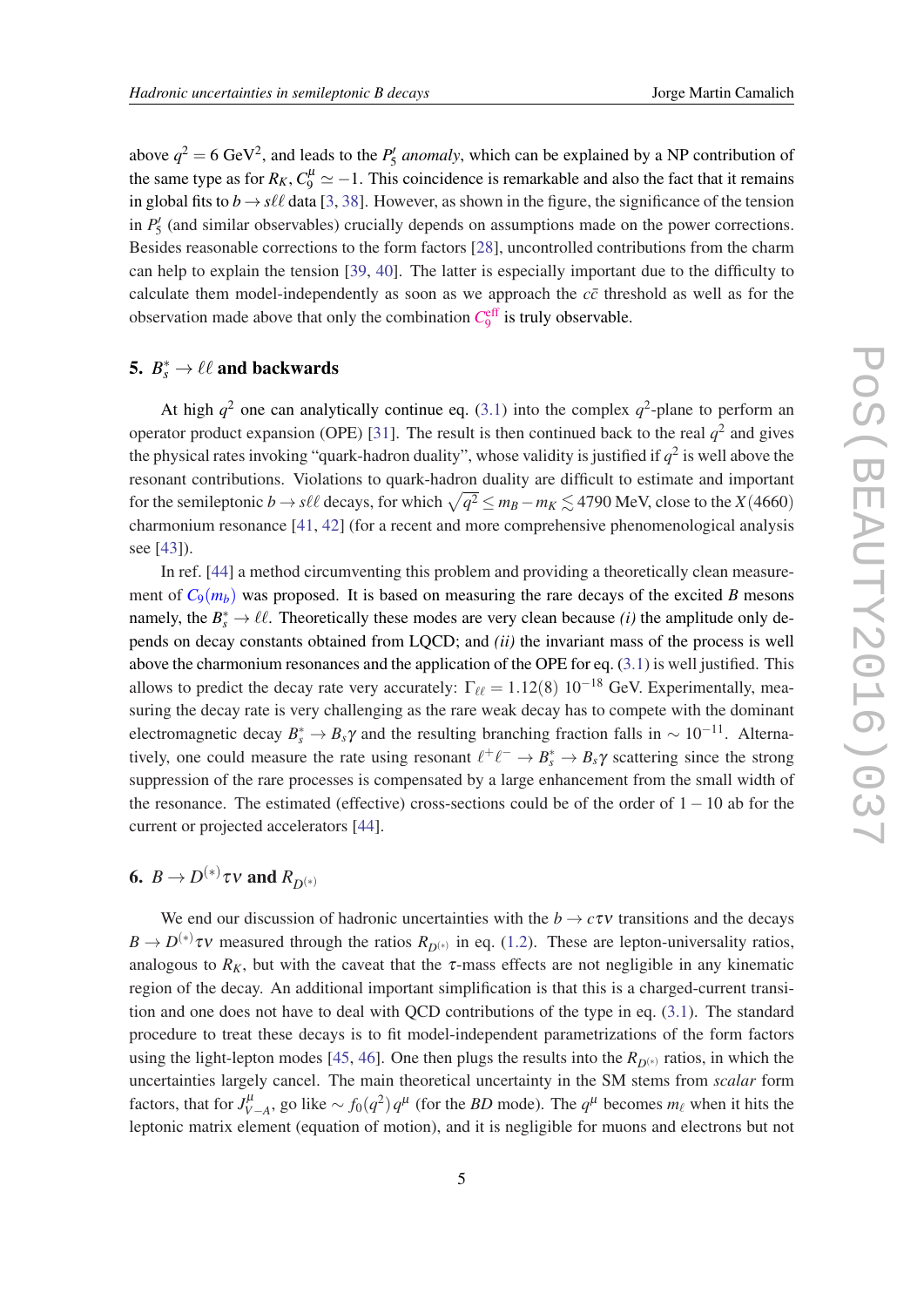above $q^2 = 6$ GeV$^2$, and leads to the $P_5'$ *anomaly*, which can be explained by a NP contribution of the same type as for $R_K$, $C_9^\mu \simeq -1$. This coincidence is remarkable and also the fact that it remains in global fits to $b \to s\ell\ell$ data [3, 38]. However, as shown in the figure, the significance of the tension in $P_5'$ (and similar observables) crucially depends on assumptions made on the power corrections. Besides reasonable corrections to the form factors [28], uncontrolled contributions from the charm can help to explain the tension [39, 40]. The latter is especially important due to the difficulty to calculate them model-independently as soon as we approach the $c\bar{c}$ threshold as well as for the observation made above that only the combination $C_9^{\rm eff}$ is truly observable.

## 5. $B_s^* \to \ell\ell$ and backwards

At high $q^2$ one can analytically continue eq. (3.1) into the complex $q^2$-plane to perform an operator product expansion (OPE) [31]. The result is then continued back to the real $q^2$ and gives the physical rates invoking "quark-hadron duality", whose validity is justified if $q^2$ is well above the resonant contributions. Violations to quark-hadron duality are difficult to estimate and important for the semileptonic $b \to s\ell\ell$ decays, for which $\sqrt{q^2} \leq m_B - m_K \lesssim 4790$ MeV, close to the $X(4660)$ charmonium resonance [41, 42] (for a recent and more comprehensive phenomenological analysis see [43]).

In ref. [44] a method circumventing this problem and providing a theoretically clean measurement of $C_9(m_b)$ was proposed. It is based on measuring the rare decays of the excited $B$ mesons namely, the $B_s^* \to \ell\ell$. Theoretically these modes are very clean because *(i)* the amplitude only depends on decay constants obtained from LQCD; and *(ii)* the invariant mass of the process is well above the charmonium resonances and the application of the OPE for eq. (3.1) is well justified. This allows to predict the decay rate very accurately: $\Gamma_{\ell\ell} = 1.12(8)\ 10^{-18}$ GeV. Experimentally, measuring the decay rate is very challenging as the rare weak decay has to compete with the dominant electromagnetic decay $B_s^* \to B_s\gamma$ and the resulting branching fraction falls in $\sim 10^{-11}$. Alternatively, one could measure the rate using resonant $\ell^+\ell^- \to B_s^* \to B_s\gamma$ scattering since the strong suppression of the rare processes is compensated by a large enhancement from the small width of the resonance. The estimated (effective) cross-sections could be of the order of $1-10$ ab for the current or projected accelerators [44].

## 6. $B \to D^{(*)}\tau\nu$ and $R_{D^{(*)}}$

We end our discussion of hadronic uncertainties with the $b \to c\tau\nu$ transitions and the decays $B \to D^{(*)}\tau\nu$ measured through the ratios $R_{D^{(*)}}$ in eq. (1.2). These are lepton-universality ratios, analogous to $R_K$, but with the caveat that the $\tau$-mass effects are not negligible in any kinematic region of the decay. An additional important simplification is that this is a charged-current transition and one does not have to deal with QCD contributions of the type in eq. (3.1). The standard procedure to treat these decays is to fit model-independent parametrizations of the form factors using the light-lepton modes [45, 46]. One then plugs the results into the $R_{D^{(*)}}$ ratios, in which the uncertainties largely cancel. The main theoretical uncertainty in the SM stems from *scalar* form factors, that for $J^\mu_{V-A}$, go like $\sim f_0(q^2)\, q^\mu$ (for the $BD$ mode). The $q^\mu$ becomes $m_\ell$ when it hits the leptonic matrix element (equation of motion), and it is negligible for muons and electrons but not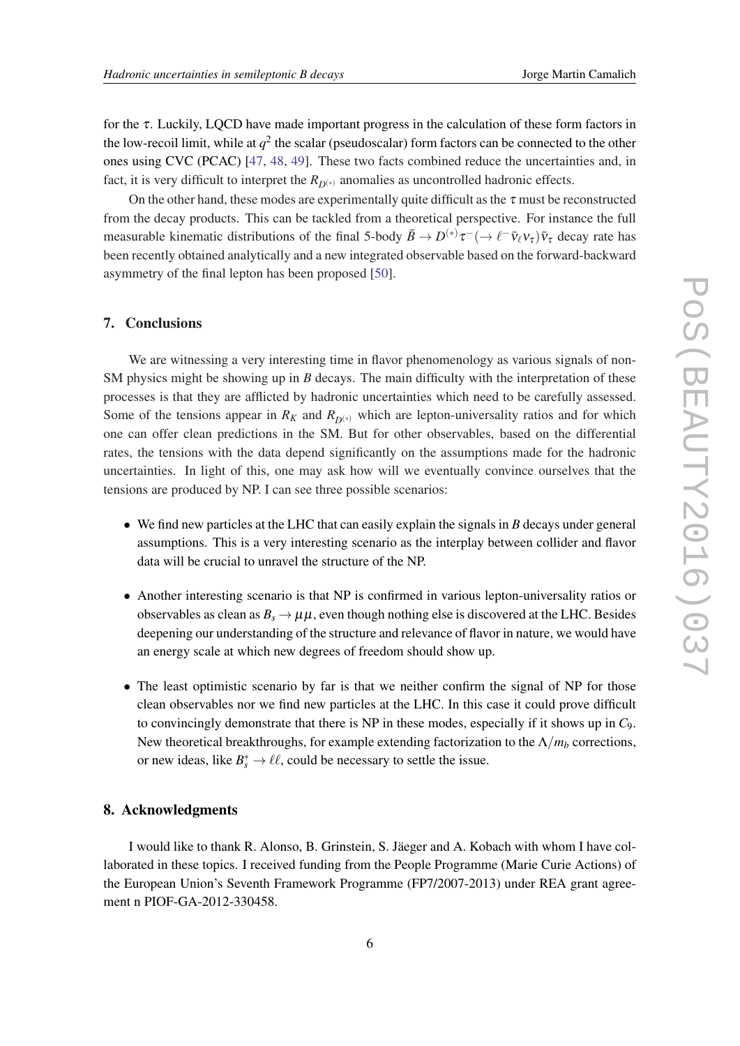for the $\tau$. Luckily, LQCD have made important progress in the calculation of these form factors in the low-recoil limit, while at $q^2$ the scalar (pseudoscalar) form factors can be connected to the other ones using CVC (PCAC) [47, 48, 49]. These two facts combined reduce the uncertainties and, in fact, it is very difficult to interpret the $R_{D^{(*)}}$ anomalies as uncontrolled hadronic effects.

On the other hand, these modes are experimentally quite difficult as the $\tau$ must be reconstructed from the decay products. This can be tackled from a theoretical perspective. For instance the full measurable kinematic distributions of the final 5-body $\bar{B} \to D^{(*)}\tau^-(\to \ell^- \bar{\nu}_\ell \nu_\tau)\bar{\nu}_\tau$ decay rate has been recently obtained analytically and a new integrated observable based on the forward-backward asymmetry of the final lepton has been proposed [50].

## 7. Conclusions

We are witnessing a very interesting time in flavor phenomenology as various signals of non-SM physics might be showing up in $B$ decays. The main difficulty with the interpretation of these processes is that they are afflicted by hadronic uncertainties which need to be carefully assessed. Some of the tensions appear in $R_K$ and $R_{D^{(*)}}$ which are lepton-universality ratios and for which one can offer clean predictions in the SM. But for other observables, based on the differential rates, the tensions with the data depend significantly on the assumptions made for the hadronic uncertainties. In light of this, one may ask how will we eventually convince ourselves that the tensions are produced by NP. I can see three possible scenarios:

- We find new particles at the LHC that can easily explain the signals in $B$ decays under general assumptions. This is a very interesting scenario as the interplay between collider and flavor data will be crucial to unravel the structure of the NP.

- Another interesting scenario is that NP is confirmed in various lepton-universality ratios or observables as clean as $B_s \to \mu\mu$, even though nothing else is discovered at the LHC. Besides deepening our understanding of the structure and relevance of flavor in nature, we would have an energy scale at which new degrees of freedom should show up.

- The least optimistic scenario by far is that we neither confirm the signal of NP for those clean observables nor we find new particles at the LHC. In this case it could prove difficult to convincingly demonstrate that there is NP in these modes, especially if it shows up in $C_9$. New theoretical breakthroughs, for example extending factorization to the $\Lambda/m_b$ corrections, or new ideas, like $B_s^* \to \ell\ell$, could be necessary to settle the issue.

## 8. Acknowledgments

I would like to thank R. Alonso, B. Grinstein, S. Jäeger and A. Kobach with whom I have collaborated in these topics. I received funding from the People Programme (Marie Curie Actions) of the European Union's Seventh Framework Programme (FP7/2007-2013) under REA grant agreement n PIOF-GA-2012-330458.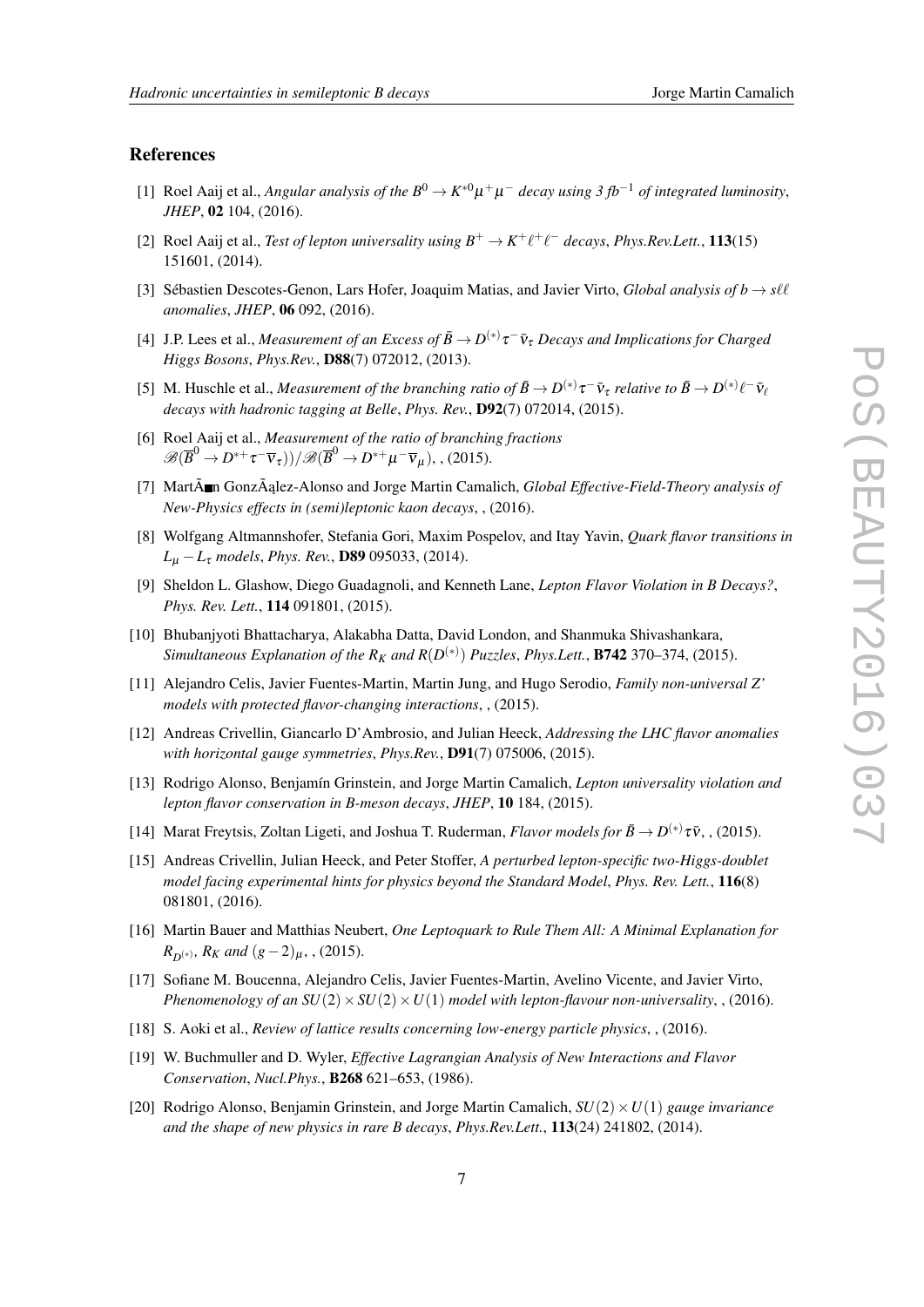## References

[1] Roel Aaij et al., *Angular analysis of the $B^0 \to K^{*0}\mu^+\mu^-$ decay using 3 fb$^{-1}$ of integrated luminosity*, *JHEP*, **02** 104, (2016).

[2] Roel Aaij et al., *Test of lepton universality using $B^+ \to K^+\ell^+\ell^-$ decays*, *Phys.Rev.Lett.*, **113**(15) 151601, (2014).

[3] Sébastien Descotes-Genon, Lars Hofer, Joaquim Matias, and Javier Virto, *Global analysis of $b \to s\ell\ell$ anomalies*, *JHEP*, **06** 092, (2016).

[4] J.P. Lees et al., *Measurement of an Excess of $\bar{B} \to D^{(*)}\tau^-\bar{\nu}_\tau$ Decays and Implications for Charged Higgs Bosons*, *Phys.Rev.*, **D88**(7) 072012, (2013).

[5] M. Huschle et al., *Measurement of the branching ratio of $\bar{B} \to D^{(*)}\tau^-\bar{\nu}_\tau$ relative to $\bar{B} \to D^{(*)}\ell^-\bar{\nu}_\ell$ decays with hadronic tagging at Belle*, *Phys. Rev.*, **D92**(7) 072014, (2015).

[6] Roel Aaij et al., *Measurement of the ratio of branching fractions $\mathscr{B}(\overline{B}^0 \to D^{*+}\tau^-\overline{\nu}_\tau))/\mathscr{B}(\overline{B}^0 \to D^{*+}\mu^-\overline{\nu}_\mu)$*, , (2015).

[7] MartÃn GonzÃąlez-Alonso and Jorge Martin Camalich, *Global Effective-Field-Theory analysis of New-Physics effects in (semi)leptonic kaon decays*, , (2016).

[8] Wolfgang Altmannshofer, Stefania Gori, Maxim Pospelov, and Itay Yavin, *Quark flavor transitions in $L_\mu - L_\tau$ models*, *Phys. Rev.*, **D89** 095033, (2014).

[9] Sheldon L. Glashow, Diego Guadagnoli, and Kenneth Lane, *Lepton Flavor Violation in B Decays?*, *Phys. Rev. Lett.*, **114** 091801, (2015).

[10] Bhubanjyoti Bhattacharya, Alakabha Datta, David London, and Shanmuka Shivashankara, *Simultaneous Explanation of the $R_K$ and $R(D^{(*)})$ Puzzles*, *Phys.Lett.*, **B742** 370–374, (2015).

[11] Alejandro Celis, Javier Fuentes-Martin, Martin Jung, and Hugo Serodio, *Family non-universal Z' models with protected flavor-changing interactions*, , (2015).

[12] Andreas Crivellin, Giancarlo D'Ambrosio, and Julian Heeck, *Addressing the LHC flavor anomalies with horizontal gauge symmetries*, *Phys.Rev.*, **D91**(7) 075006, (2015).

[13] Rodrigo Alonso, Benjamín Grinstein, and Jorge Martin Camalich, *Lepton universality violation and lepton flavor conservation in B-meson decays*, *JHEP*, **10** 184, (2015).

[14] Marat Freytsis, Zoltan Ligeti, and Joshua T. Ruderman, *Flavor models for $\bar{B} \to D^{(*)}\tau\bar{\nu}$*, , (2015).

[15] Andreas Crivellin, Julian Heeck, and Peter Stoffer, *A perturbed lepton-specific two-Higgs-doublet model facing experimental hints for physics beyond the Standard Model*, *Phys. Rev. Lett.*, **116**(8) 081801, (2016).

[16] Martin Bauer and Matthias Neubert, *One Leptoquark to Rule Them All: A Minimal Explanation for $R_{D^{(*)}}$, $R_K$ and $(g-2)_\mu$*, , (2015).

[17] Sofiane M. Boucenna, Alejandro Celis, Javier Fuentes-Martin, Avelino Vicente, and Javier Virto, *Phenomenology of an $SU(2) \times SU(2) \times U(1)$ model with lepton-flavour non-universality*, , (2016).

[18] S. Aoki et al., *Review of lattice results concerning low-energy particle physics*, , (2016).

[19] W. Buchmuller and D. Wyler, *Effective Lagrangian Analysis of New Interactions and Flavor Conservation*, *Nucl.Phys.*, **B268** 621–653, (1986).

[20] Rodrigo Alonso, Benjamin Grinstein, and Jorge Martin Camalich, *$SU(2) \times U(1)$ gauge invariance and the shape of new physics in rare B decays*, *Phys.Rev.Lett.*, **113**(24) 241802, (2014).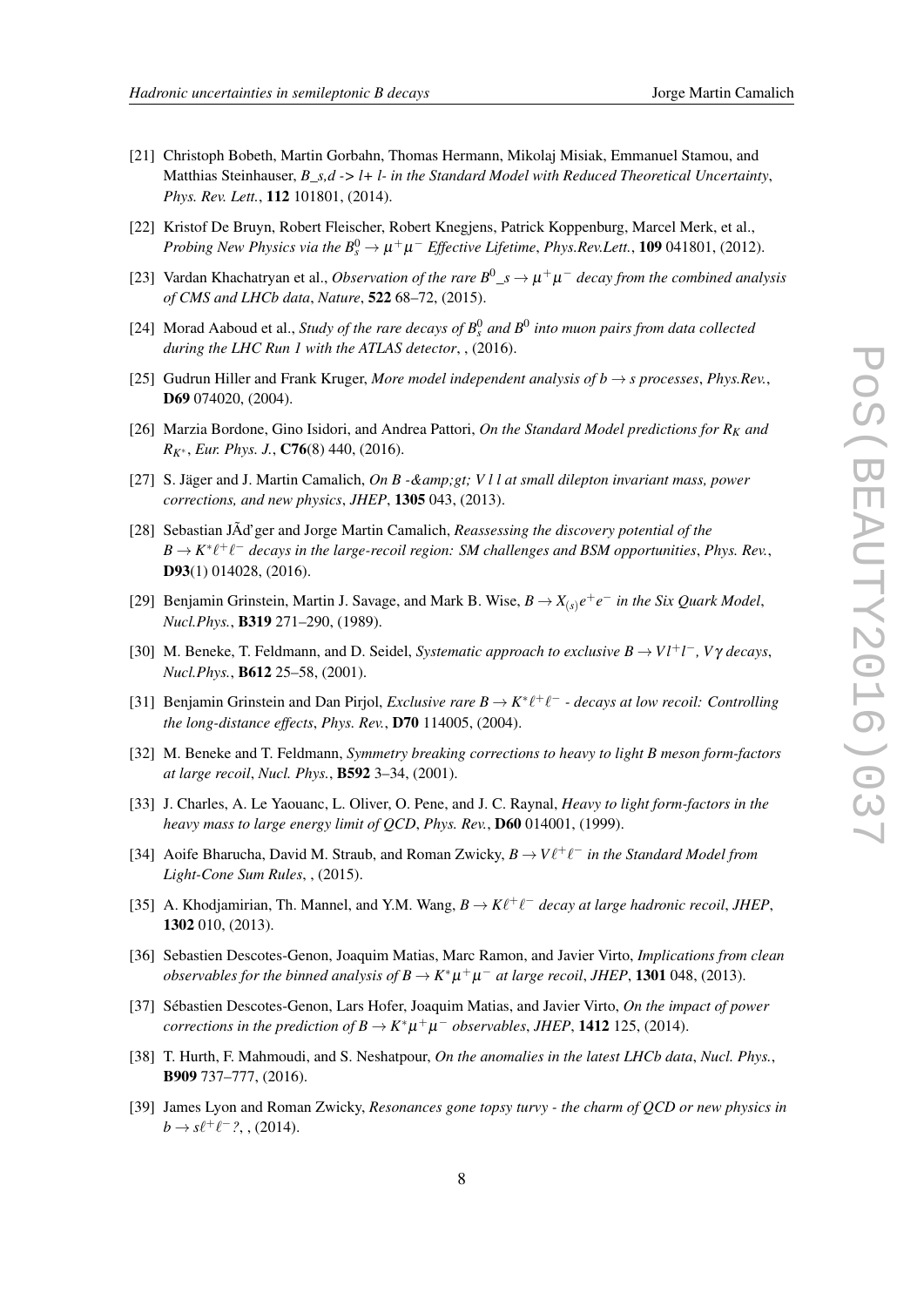[21] Christoph Bobeth, Martin Gorbahn, Thomas Hermann, Mikolaj Misiak, Emmanuel Stamou, and Matthias Steinhauser, *B_s,d -> l+ l- in the Standard Model with Reduced Theoretical Uncertainty*, *Phys. Rev. Lett.*, **112** 101801, (2014).

[22] Kristof De Bruyn, Robert Fleischer, Robert Knegjens, Patrick Koppenburg, Marcel Merk, et al., *Probing New Physics via the $B_s^0 \to \mu^+\mu^-$ Effective Lifetime*, *Phys.Rev.Lett.*, **109** 041801, (2012).

[23] Vardan Khachatryan et al., *Observation of the rare $B^0\_s \to \mu^+\mu^-$ decay from the combined analysis of CMS and LHCb data*, *Nature*, **522** 68–72, (2015).

[24] Morad Aaboud et al., *Study of the rare decays of $B_s^0$ and $B^0$ into muon pairs from data collected during the LHC Run 1 with the ATLAS detector*, , (2016).

[25] Gudrun Hiller and Frank Kruger, *More model independent analysis of $b \to s$ processes*, *Phys.Rev.*, **D69** 074020, (2004).

[26] Marzia Bordone, Gino Isidori, and Andrea Pattori, *On the Standard Model predictions for $R_K$ and $R_{K^*}$*, *Eur. Phys. J.*, **C76**(8) 440, (2016).

[27] S. Jäger and J. Martin Camalich, *On B -&amp;gt; V l l at small dilepton invariant mass, power corrections, and new physics*, *JHEP*, **1305** 043, (2013).

[28] Sebastian JÃď ger and Jorge Martin Camalich, *Reassessing the discovery potential of the $B \to K^*\ell^+\ell^-$ decays in the large-recoil region: SM challenges and BSM opportunities*, *Phys. Rev.*, **D93**(1) 014028, (2016).

[29] Benjamin Grinstein, Martin J. Savage, and Mark B. Wise, *$B \to X_{(s)}e^+e^-$ in the Six Quark Model*, *Nucl.Phys.*, **B319** 271–290, (1989).

[30] M. Beneke, T. Feldmann, and D. Seidel, *Systematic approach to exclusive $B \to V l^+ l^-$, $V\gamma$ decays*, *Nucl.Phys.*, **B612** 25–58, (2001).

[31] Benjamin Grinstein and Dan Pirjol, *Exclusive rare $B \to K^*\ell^+\ell^-$ - decays at low recoil: Controlling the long-distance effects*, *Phys. Rev.*, **D70** 114005, (2004).

[32] M. Beneke and T. Feldmann, *Symmetry breaking corrections to heavy to light B meson form-factors at large recoil*, *Nucl. Phys.*, **B592** 3–34, (2001).

[33] J. Charles, A. Le Yaouanc, L. Oliver, O. Pene, and J. C. Raynal, *Heavy to light form-factors in the heavy mass to large energy limit of QCD*, *Phys. Rev.*, **D60** 014001, (1999).

[34] Aoife Bharucha, David M. Straub, and Roman Zwicky, *$B \to V\ell^+\ell^-$ in the Standard Model from Light-Cone Sum Rules*, , (2015).

[35] A. Khodjamirian, Th. Mannel, and Y.M. Wang, *$B \to K\ell^+\ell^-$ decay at large hadronic recoil*, *JHEP*, **1302** 010, (2013).

[36] Sebastien Descotes-Genon, Joaquim Matias, Marc Ramon, and Javier Virto, *Implications from clean observables for the binned analysis of $B \to K^*\mu^+\mu^-$ at large recoil*, *JHEP*, **1301** 048, (2013).

[37] Sébastien Descotes-Genon, Lars Hofer, Joaquim Matias, and Javier Virto, *On the impact of power corrections in the prediction of $B \to K^*\mu^+\mu^-$ observables*, *JHEP*, **1412** 125, (2014).

[38] T. Hurth, F. Mahmoudi, and S. Neshatpour, *On the anomalies in the latest LHCb data*, *Nucl. Phys.*, **B909** 737–777, (2016).

[39] James Lyon and Roman Zwicky, *Resonances gone topsy turvy - the charm of QCD or new physics in $b \to s\ell^+\ell^-$?*, , (2014).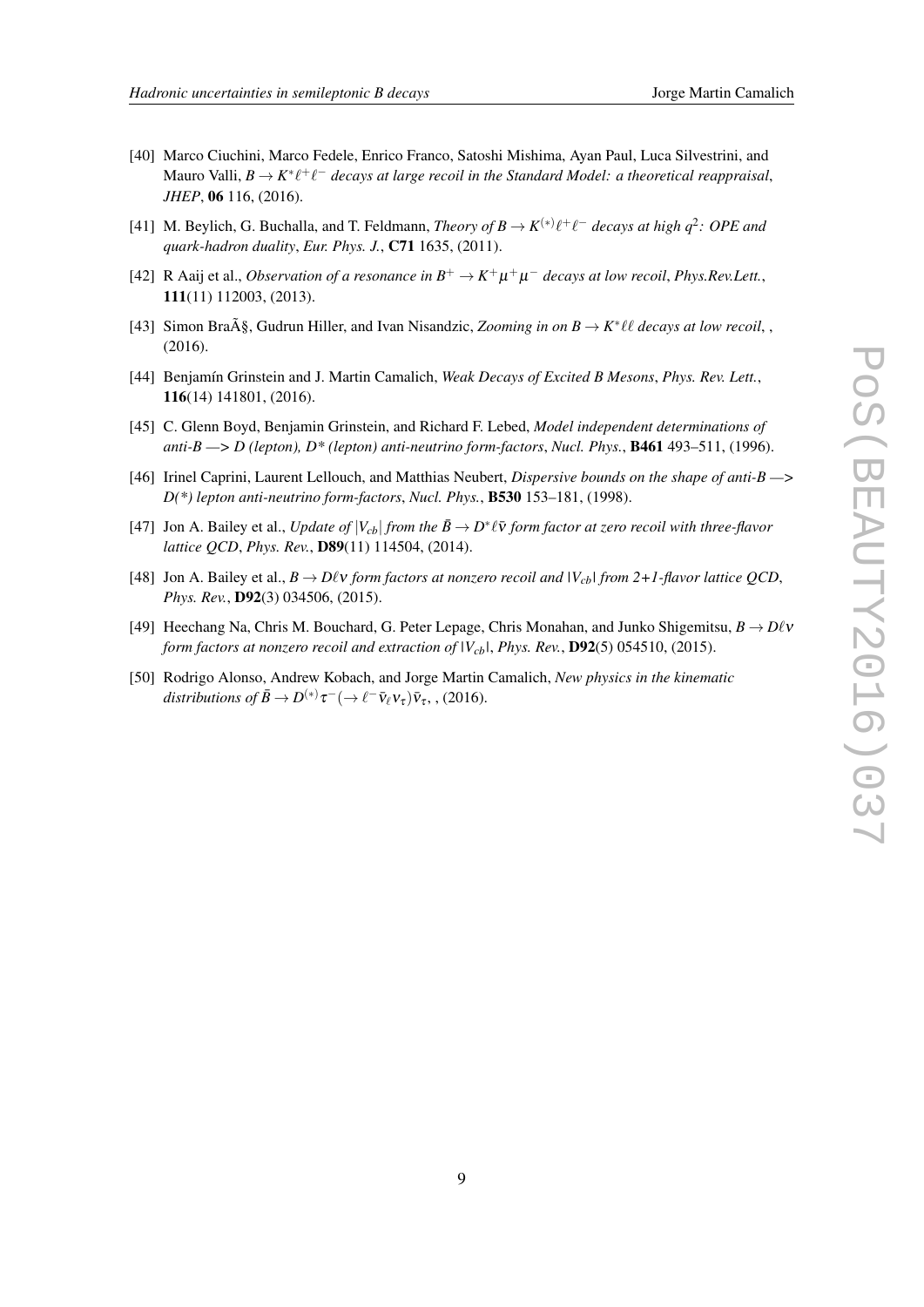[40] Marco Ciuchini, Marco Fedele, Enrico Franco, Satoshi Mishima, Ayan Paul, Luca Silvestrini, and Mauro Valli, *$B \to K^* \ell^+ \ell^-$ decays at large recoil in the Standard Model: a theoretical reappraisal*, *JHEP*, **06** 116, (2016).

[41] M. Beylich, G. Buchalla, and T. Feldmann, *Theory of $B \to K^{(*)} \ell^+ \ell^-$ decays at high $q^2$: OPE and quark-hadron duality*, *Eur. Phys. J.*, **C71** 1635, (2011).

[42] R Aaij et al., *Observation of a resonance in $B^+ \to K^+ \mu^+ \mu^-$ decays at low recoil*, *Phys.Rev.Lett.*, **111**(11) 112003, (2013).

[43] Simon BraÃ§, Gudrun Hiller, and Ivan Nisandzic, *Zooming in on $B \to K^* \ell\ell$ decays at low recoil*, , (2016).

[44] Benjamín Grinstein and J. Martin Camalich, *Weak Decays of Excited B Mesons*, *Phys. Rev. Lett.*, **116**(14) 141801, (2016).

[45] C. Glenn Boyd, Benjamin Grinstein, and Richard F. Lebed, *Model independent determinations of anti-B —> D (lepton), D* (lepton) anti-neutrino form-factors*, *Nucl. Phys.*, **B461** 493–511, (1996).

[46] Irinel Caprini, Laurent Lellouch, and Matthias Neubert, *Dispersive bounds on the shape of anti-B —> D(*) lepton anti-neutrino form-factors*, *Nucl. Phys.*, **B530** 153–181, (1998).

[47] Jon A. Bailey et al., *Update of $|V_{cb}|$ from the $\bar{B} \to D^* \ell \bar{\nu}$ form factor at zero recoil with three-flavor lattice QCD*, *Phys. Rev.*, **D89**(11) 114504, (2014).

[48] Jon A. Bailey et al., *$B \to D \ell \nu$ form factors at nonzero recoil and $|V_{cb}|$ from 2+1-flavor lattice QCD*, *Phys. Rev.*, **D92**(3) 034506, (2015).

[49] Heechang Na, Chris M. Bouchard, G. Peter Lepage, Chris Monahan, and Junko Shigemitsu, *$B \to D \ell \nu$ form factors at nonzero recoil and extraction of $|V_{cb}|$*, *Phys. Rev.*, **D92**(5) 054510, (2015).

[50] Rodrigo Alonso, Andrew Kobach, and Jorge Martin Camalich, *New physics in the kinematic distributions of $\bar{B} \to D^{(*)} \tau^- (\to \ell^- \bar{\nu}_\ell \nu_\tau) \bar{\nu}_\tau$*, , (2016).